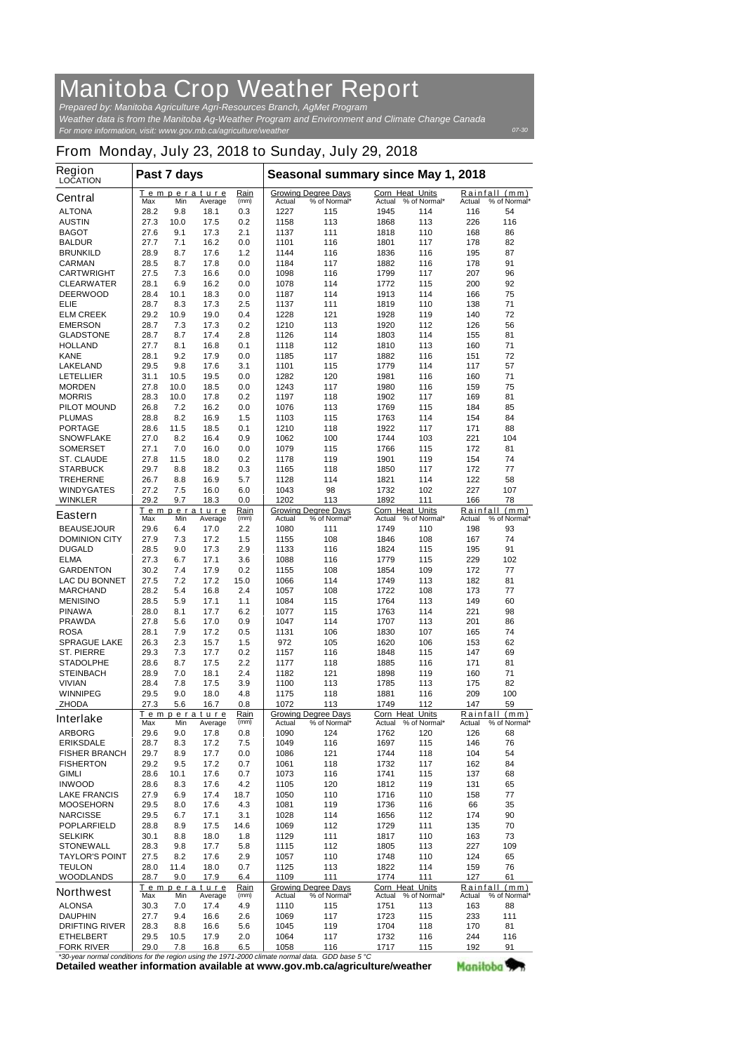# Manitoba Crop Weather Report

*Prepared by: Manitoba Agriculture Agri-Resources Branch, AgMet Program*

*Weather data is from the Manitoba Ag-Weather Program and Environment and Climate Change Canada*

*For more information, visit: www.gov.mb.ca/agriculture/weather*

*07-30*

## From Monday, July 23, 2018 to Sunday, July 29, 2018

| Region LOCATION | Past 7 days | | | | Seasonal summary since May 1, 2018 | | | | | |
|---|---|---|---|---|---|---|---|---|---|---|
| | Temperature | | | Rain | Growing Degree Days | | Corn Heat Units | | Rainfall (mm) | |
| | Max | Min | Average | (mm) | Actual | % of Normal* | Actual | % of Normal* | Actual | % of Normal* |
| **Central** | | | | | | | | | | |
| ALTONA | 28.2 | 9.8 | 18.1 | 0.3 | 1227 | 115 | 1945 | 114 | 116 | 54 |
| AUSTIN | 27.3 | 10.0 | 17.5 | 0.2 | 1158 | 113 | 1868 | 113 | 226 | 116 |
| BAGOT | 27.6 | 9.1 | 17.3 | 2.1 | 1137 | 111 | 1818 | 110 | 168 | 86 |
| BALDUR | 27.7 | 7.1 | 16.2 | 0.0 | 1101 | 116 | 1801 | 117 | 178 | 82 |
| BRUNKILD | 28.9 | 8.7 | 17.6 | 1.2 | 1144 | 116 | 1836 | 116 | 195 | 87 |
| CARMAN | 28.5 | 8.7 | 17.8 | 0.0 | 1184 | 117 | 1882 | 116 | 178 | 91 |
| CARTWRIGHT | 27.5 | 7.3 | 16.6 | 0.0 | 1098 | 116 | 1799 | 117 | 207 | 96 |
| CLEARWATER | 28.1 | 6.9 | 16.2 | 0.0 | 1078 | 114 | 1772 | 115 | 200 | 92 |
| DEERWOOD | 28.4 | 10.1 | 18.3 | 0.0 | 1187 | 114 | 1913 | 114 | 166 | 75 |
| ELIE | 28.7 | 8.3 | 17.3 | 2.5 | 1137 | 111 | 1819 | 110 | 138 | 71 |
| ELM CREEK | 29.2 | 10.9 | 19.0 | 0.4 | 1228 | 121 | 1928 | 119 | 140 | 72 |
| EMERSON | 28.7 | 7.3 | 17.3 | 0.2 | 1210 | 113 | 1920 | 112 | 126 | 56 |
| GLADSTONE | 28.7 | 8.7 | 17.4 | 2.8 | 1126 | 114 | 1803 | 114 | 155 | 81 |
| HOLLAND | 27.7 | 8.1 | 16.8 | 0.1 | 1118 | 112 | 1810 | 113 | 160 | 71 |
| KANE | 28.1 | 9.2 | 17.9 | 0.0 | 1185 | 117 | 1882 | 116 | 151 | 72 |
| LAKELAND | 29.5 | 9.8 | 17.6 | 3.1 | 1101 | 115 | 1779 | 114 | 117 | 57 |
| LETELLIER | 31.1 | 10.5 | 19.5 | 0.0 | 1282 | 120 | 1981 | 116 | 160 | 71 |
| MORDEN | 27.8 | 10.0 | 18.5 | 0.0 | 1243 | 117 | 1980 | 116 | 159 | 75 |
| MORRIS | 28.3 | 10.0 | 17.8 | 0.2 | 1197 | 118 | 1902 | 117 | 169 | 81 |
| PILOT MOUND | 26.8 | 7.2 | 16.2 | 0.0 | 1076 | 113 | 1769 | 115 | 184 | 85 |
| PLUMAS | 28.8 | 8.2 | 16.9 | 1.5 | 1103 | 115 | 1763 | 114 | 154 | 84 |
| PORTAGE | 28.6 | 11.5 | 18.5 | 0.1 | 1210 | 118 | 1922 | 117 | 171 | 88 |
| SNOWFLAKE | 27.0 | 8.2 | 16.4 | 0.9 | 1062 | 100 | 1744 | 103 | 221 | 104 |
| SOMERSET | 27.1 | 7.0 | 16.0 | 0.0 | 1079 | 115 | 1766 | 115 | 172 | 81 |
| ST. CLAUDE | 27.8 | 11.5 | 18.0 | 0.2 | 1178 | 119 | 1901 | 119 | 154 | 74 |
| STARBUCK | 29.7 | 8.8 | 18.2 | 0.3 | 1165 | 118 | 1850 | 117 | 172 | 77 |
| TREHERNE | 26.7 | 8.8 | 16.9 | 5.7 | 1128 | 114 | 1821 | 114 | 122 | 58 |
| WINDYGATES | 27.2 | 7.5 | 16.0 | 6.0 | 1043 | 98 | 1732 | 102 | 227 | 107 |
| WINKLER | 29.2 | 9.7 | 18.3 | 0.0 | 1202 | 113 | 1892 | 111 | 166 | 78 |
| **Eastern** | | | | | | | | | | |
| BEAUSEJOUR | 29.6 | 6.4 | 17.0 | 2.2 | 1080 | 111 | 1749 | 110 | 198 | 93 |
| DOMINION CITY | 27.9 | 7.3 | 17.2 | 1.5 | 1155 | 108 | 1846 | 108 | 167 | 74 |
| DUGALD | 28.5 | 9.0 | 17.3 | 2.9 | 1133 | 116 | 1824 | 115 | 195 | 91 |
| ELMA | 27.3 | 6.7 | 17.1 | 3.6 | 1088 | 116 | 1779 | 115 | 229 | 102 |
| GARDENTON | 30.2 | 7.4 | 17.9 | 0.2 | 1155 | 108 | 1854 | 109 | 172 | 77 |
| LAC DU BONNET | 27.5 | 7.2 | 17.2 | 15.0 | 1066 | 114 | 1749 | 113 | 182 | 81 |
| MARCHAND | 28.2 | 5.4 | 16.8 | 2.4 | 1057 | 108 | 1722 | 108 | 173 | 77 |
| MENISINO | 28.5 | 5.9 | 17.1 | 1.1 | 1084 | 115 | 1764 | 113 | 149 | 60 |
| PINAWA | 28.0 | 8.1 | 17.7 | 6.2 | 1077 | 115 | 1763 | 114 | 221 | 98 |
| PRAWDA | 27.8 | 5.6 | 17.0 | 0.9 | 1047 | 114 | 1707 | 113 | 201 | 86 |
| ROSA | 28.1 | 7.9 | 17.2 | 0.5 | 1131 | 106 | 1830 | 107 | 165 | 74 |
| SPRAGUE LAKE | 26.3 | 2.3 | 15.7 | 1.5 | 972 | 105 | 1620 | 106 | 153 | 62 |
| ST. PIERRE | 29.3 | 7.3 | 17.7 | 0.2 | 1157 | 116 | 1848 | 115 | 147 | 69 |
| STADOLPHE | 28.6 | 8.7 | 17.5 | 2.2 | 1177 | 118 | 1885 | 116 | 171 | 81 |
| STEINBACH | 28.9 | 7.0 | 18.1 | 2.4 | 1182 | 121 | 1898 | 119 | 160 | 71 |
| VIVIAN | 28.4 | 7.8 | 17.5 | 3.9 | 1100 | 113 | 1785 | 113 | 175 | 82 |
| WINNIPEG | 29.5 | 9.0 | 18.0 | 4.8 | 1175 | 118 | 1881 | 116 | 209 | 100 |
| ZHODA | 27.3 | 5.6 | 16.7 | 0.8 | 1072 | 113 | 1749 | 112 | 147 | 59 |
| **Interlake** | | | | | | | | | | |
| ARBORG | 29.6 | 9.0 | 17.8 | 0.8 | 1090 | 124 | 1762 | 120 | 126 | 68 |
| ERIKSDALE | 28.7 | 8.3 | 17.2 | 7.5 | 1049 | 116 | 1697 | 115 | 146 | 76 |
| FISHER BRANCH | 29.7 | 8.9 | 17.7 | 0.0 | 1086 | 121 | 1744 | 118 | 104 | 54 |
| FISHERTON | 29.2 | 9.5 | 17.2 | 0.7 | 1061 | 118 | 1732 | 117 | 162 | 84 |
| GIMLI | 28.6 | 10.1 | 17.6 | 0.7 | 1073 | 116 | 1741 | 115 | 137 | 68 |
| INWOOD | 28.6 | 8.3 | 17.6 | 4.2 | 1105 | 120 | 1812 | 119 | 131 | 65 |
| LAKE FRANCIS | 27.9 | 6.9 | 17.4 | 18.7 | 1050 | 110 | 1716 | 110 | 158 | 77 |
| MOOSEHORN | 29.5 | 8.0 | 17.6 | 4.3 | 1081 | 119 | 1736 | 116 | 66 | 35 |
| NARCISSE | 29.5 | 6.7 | 17.1 | 3.1 | 1028 | 114 | 1656 | 112 | 174 | 90 |
| POPLARFIELD | 28.8 | 8.9 | 17.5 | 14.6 | 1069 | 112 | 1729 | 111 | 135 | 70 |
| SELKIRK | 30.1 | 8.8 | 18.0 | 1.8 | 1129 | 111 | 1817 | 110 | 163 | 73 |
| STONEWALL | 28.3 | 9.8 | 17.7 | 5.8 | 1115 | 112 | 1805 | 113 | 227 | 109 |
| TAYLOR'S POINT | 27.5 | 8.2 | 17.6 | 2.9 | 1057 | 110 | 1748 | 110 | 124 | 65 |
| TEULON | 28.0 | 11.4 | 18.0 | 0.7 | 1125 | 113 | 1822 | 114 | 159 | 76 |
| WOODLANDS | 28.7 | 9.0 | 17.9 | 6.4 | 1109 | 111 | 1774 | 111 | 127 | 61 |
| **Northwest** | | | | | | | | | | |
| ALONSA | 30.3 | 7.0 | 17.4 | 4.9 | 1110 | 115 | 1751 | 113 | 163 | 88 |
| DAUPHIN | 27.7 | 9.4 | 16.6 | 2.6 | 1069 | 117 | 1723 | 115 | 233 | 111 |
| DRIFTING RIVER | 28.3 | 8.8 | 16.6 | 5.6 | 1045 | 119 | 1704 | 118 | 170 | 81 |
| ETHELBERT | 29.5 | 10.5 | 17.9 | 2.0 | 1064 | 117 | 1732 | 116 | 244 | 116 |
| FORK RIVER | 29.0 | 7.8 | 16.8 | 6.5 | 1058 | 116 | 1717 | 115 | 192 | 91 |

*\*30-year normal conditions for the region using the 1971-2000 climate normal data. GDD base 5 °C*

**Detailed weather information available at www.gov.mb.ca/agriculture/weather**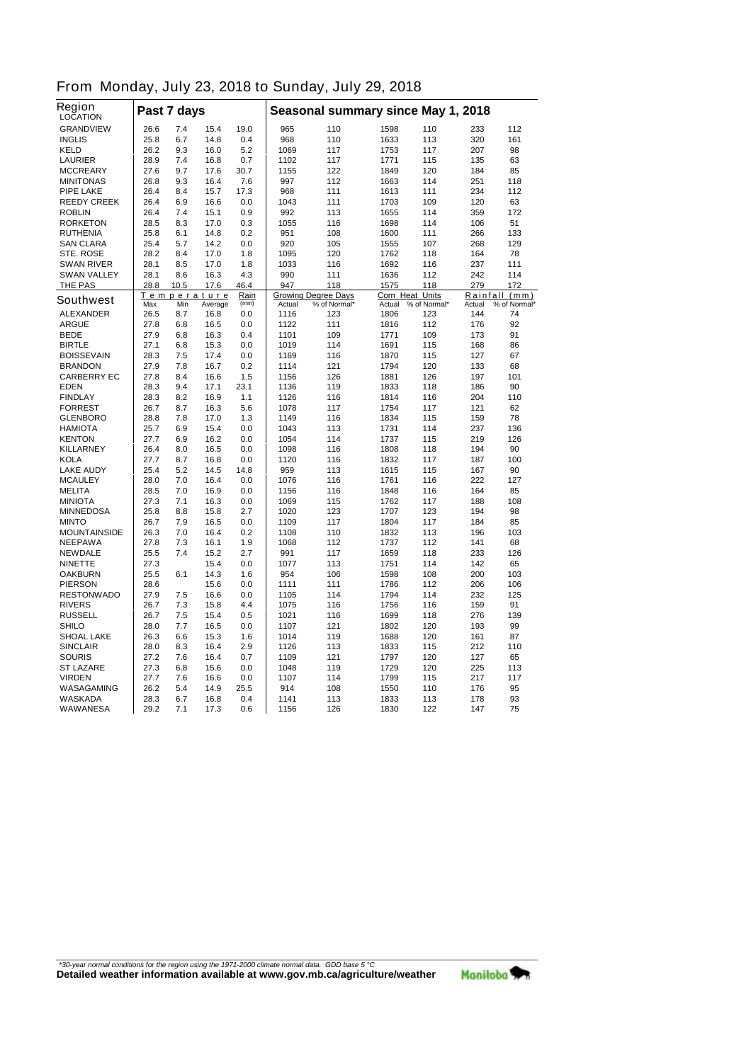# From Monday, July 23, 2018 to Sunday, July 29, 2018

| Region LOCATION | Past 7 days | | | | Seasonal summary since May 1, 2018 | | | | | |
|---|---|---|---|---|---|---|---|---|---|---|
| GRANDVIEW | 26.6 | 7.4 | 15.4 | 19.0 | 965 | 110 | 1598 | 110 | 233 | 112 |
| INGLIS | 25.8 | 6.7 | 14.8 | 0.4 | 968 | 110 | 1633 | 113 | 320 | 161 |
| KELD | 26.2 | 9.3 | 16.0 | 5.2 | 1069 | 117 | 1753 | 117 | 207 | 98 |
| LAURIER | 28.9 | 7.4 | 16.8 | 0.7 | 1102 | 117 | 1771 | 115 | 135 | 63 |
| MCCREARY | 27.6 | 9.7 | 17.6 | 30.7 | 1155 | 122 | 1849 | 120 | 184 | 85 |
| MINITONAS | 26.8 | 9.3 | 16.4 | 7.6 | 997 | 112 | 1663 | 114 | 251 | 118 |
| PIPE LAKE | 26.4 | 8.4 | 15.7 | 17.3 | 968 | 111 | 1613 | 111 | 234 | 112 |
| REEDY CREEK | 26.4 | 6.9 | 16.6 | 0.0 | 1043 | 111 | 1703 | 109 | 120 | 63 |
| ROBLIN | 26.4 | 7.4 | 15.1 | 0.9 | 992 | 113 | 1655 | 114 | 359 | 172 |
| RORKETON | 28.5 | 8.3 | 17.0 | 0.3 | 1055 | 116 | 1698 | 114 | 106 | 51 |
| RUTHENIA | 25.8 | 6.1 | 14.8 | 0.2 | 951 | 108 | 1600 | 111 | 266 | 133 |
| SAN CLARA | 25.4 | 5.7 | 14.2 | 0.0 | 920 | 105 | 1555 | 107 | 268 | 129 |
| STE. ROSE | 28.2 | 8.4 | 17.0 | 1.8 | 1095 | 120 | 1762 | 118 | 164 | 78 |
| SWAN RIVER | 28.1 | 8.5 | 17.0 | 1.8 | 1033 | 116 | 1692 | 116 | 237 | 111 |
| SWAN VALLEY | 28.1 | 8.6 | 16.3 | 4.3 | 990 | 111 | 1636 | 112 | 242 | 114 |
| THE PAS | 28.8 | 10.5 | 17.6 | 46.4 | 947 | 118 | 1575 | 118 | 279 | 172 |

| Southwest | Temperature | | | Rain (mm) | Growing Degree Days | | Corn Heat Units | | Rainfall (mm) | |
|---|---|---|---|---|---|---|---|---|---|---|
| | Max | Min | Average | | Actual | % of Normal* | Actual | % of Normal* | Actual | % of Normal* |
| ALEXANDER | 26.5 | 8.7 | 16.8 | 0.0 | 1116 | 123 | 1806 | 123 | 144 | 74 |
| ARGUE | 27.8 | 6.8 | 16.5 | 0.0 | 1122 | 111 | 1816 | 112 | 176 | 92 |
| BEDE | 27.9 | 6.8 | 16.3 | 0.4 | 1101 | 109 | 1771 | 109 | 173 | 91 |
| BIRTLE | 27.1 | 6.8 | 15.3 | 0.0 | 1019 | 114 | 1691 | 115 | 168 | 86 |
| BOISSEVAIN | 28.3 | 7.5 | 17.4 | 0.0 | 1169 | 116 | 1870 | 115 | 127 | 67 |
| BRANDON | 27.9 | 7.8 | 16.7 | 0.2 | 1114 | 121 | 1794 | 120 | 133 | 68 |
| CARBERRY EC | 27.8 | 8.4 | 16.6 | 1.5 | 1156 | 126 | 1881 | 126 | 197 | 101 |
| EDEN | 28.3 | 9.4 | 17.1 | 23.1 | 1136 | 119 | 1833 | 118 | 186 | 90 |
| FINDLAY | 28.3 | 8.2 | 16.9 | 1.1 | 1126 | 116 | 1814 | 116 | 204 | 110 |
| FORREST | 26.7 | 8.7 | 16.3 | 5.6 | 1078 | 117 | 1754 | 117 | 121 | 62 |
| GLENBORO | 28.8 | 7.8 | 17.0 | 1.3 | 1149 | 116 | 1834 | 115 | 159 | 78 |
| HAMIOTA | 25.7 | 6.9 | 15.4 | 0.0 | 1043 | 113 | 1731 | 114 | 237 | 136 |
| KENTON | 27.7 | 6.9 | 16.2 | 0.0 | 1054 | 114 | 1737 | 115 | 219 | 126 |
| KILLARNEY | 26.4 | 8.0 | 16.5 | 0.0 | 1098 | 116 | 1808 | 118 | 194 | 90 |
| KOLA | 27.7 | 8.7 | 16.8 | 0.0 | 1120 | 116 | 1832 | 117 | 187 | 100 |
| LAKE AUDY | 25.4 | 5.2 | 14.5 | 14.8 | 959 | 113 | 1615 | 115 | 167 | 90 |
| MCAULEY | 28.0 | 7.0 | 16.4 | 0.0 | 1076 | 116 | 1761 | 116 | 222 | 127 |
| MELITA | 28.5 | 7.0 | 16.9 | 0.0 | 1156 | 116 | 1848 | 116 | 164 | 85 |
| MINIOTA | 27.3 | 7.1 | 16.3 | 0.0 | 1069 | 115 | 1762 | 117 | 188 | 108 |
| MINNEDOSA | 25.8 | 8.8 | 15.8 | 2.7 | 1020 | 123 | 1707 | 123 | 194 | 98 |
| MINTO | 26.7 | 7.9 | 16.5 | 0.0 | 1109 | 117 | 1804 | 117 | 184 | 85 |
| MOUNTAINSIDE | 26.3 | 7.0 | 16.4 | 0.2 | 1108 | 110 | 1832 | 113 | 196 | 103 |
| NEEPAWA | 27.8 | 7.3 | 16.1 | 1.9 | 1068 | 112 | 1737 | 112 | 141 | 68 |
| NEWDALE | 25.5 | 7.4 | 15.2 | 2.7 | 991 | 117 | 1659 | 118 | 233 | 126 |
| NINETTE | 27.3 | | 15.4 | 0.0 | 1077 | 113 | 1751 | 114 | 142 | 65 |
| OAKBURN | 25.5 | 6.1 | 14.3 | 1.6 | 954 | 106 | 1598 | 108 | 200 | 103 |
| PIERSON | 28.6 | | 15.6 | 0.0 | 1111 | 111 | 1786 | 112 | 206 | 106 |
| RESTONWADO | 27.9 | 7.5 | 16.6 | 0.0 | 1105 | 114 | 1794 | 114 | 232 | 125 |
| RIVERS | 26.7 | 7.3 | 15.8 | 4.4 | 1075 | 116 | 1756 | 116 | 159 | 91 |
| RUSSELL | 26.7 | 7.5 | 15.4 | 0.5 | 1021 | 116 | 1699 | 118 | 276 | 139 |
| SHILO | 28.0 | 7.7 | 16.5 | 0.0 | 1107 | 121 | 1802 | 120 | 193 | 99 |
| SHOAL LAKE | 26.3 | 6.6 | 15.3 | 1.6 | 1014 | 119 | 1688 | 120 | 161 | 87 |
| SINCLAIR | 28.0 | 8.3 | 16.4 | 2.9 | 1126 | 113 | 1833 | 115 | 212 | 110 |
| SOURIS | 27.2 | 7.6 | 16.4 | 0.7 | 1109 | 121 | 1797 | 120 | 127 | 65 |
| ST LAZARE | 27.3 | 6.8 | 15.6 | 0.0 | 1048 | 119 | 1729 | 120 | 225 | 113 |
| VIRDEN | 27.7 | 7.6 | 16.6 | 0.0 | 1107 | 114 | 1799 | 115 | 217 | 117 |
| WASAGAMING | 26.2 | 5.4 | 14.9 | 25.5 | 914 | 108 | 1550 | 110 | 176 | 95 |
| WASKADA | 28.3 | 6.7 | 16.8 | 0.4 | 1141 | 113 | 1833 | 113 | 178 | 93 |
| WAWANESA | 29.2 | 7.1 | 17.3 | 0.6 | 1156 | 126 | 1830 | 122 | 147 | 75 |

*30-year normal conditions for the region using the 1971-2000 climate normal data. GDD base 5 °C

**Detailed weather information available at www.gov.mb.ca/agriculture/weather**

Manitoba